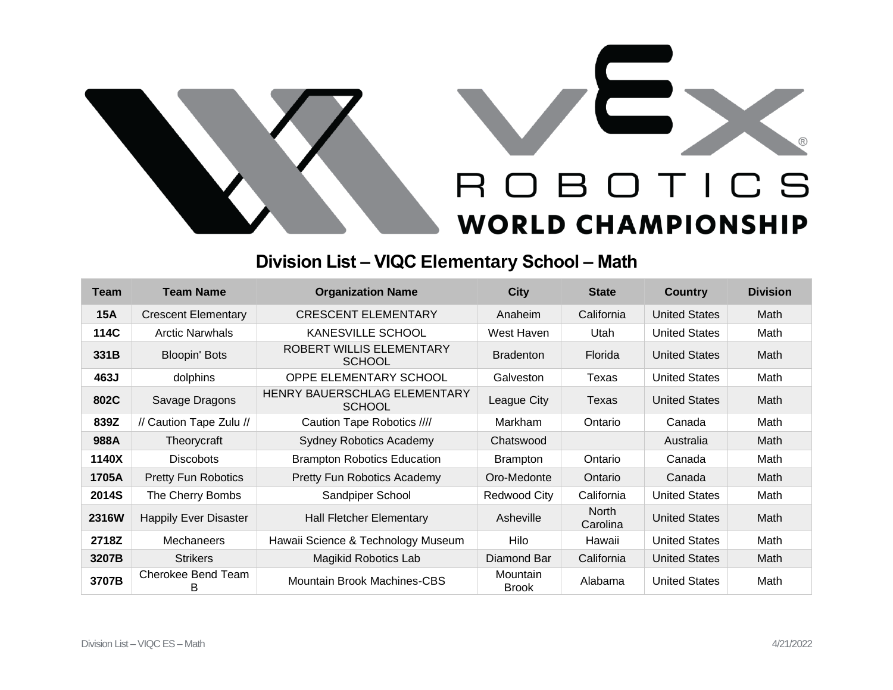# Division List – VIQC Elementary School – Math

| Team | Team Name | Organization Name | City | State | Country | Division |
|---|---|---|---|---|---|---|
| **15A** | Crescent Elementary | CRESCENT ELEMENTARY | Anaheim | California | United States | Math |
| **114C** | Arctic Narwhals | KANESVILLE SCHOOL | West Haven | Utah | United States | Math |
| **331B** | Bloopin' Bots | ROBERT WILLIS ELEMENTARY SCHOOL | Bradenton | Florida | United States | Math |
| **463J** | dolphins | OPPE ELEMENTARY SCHOOL | Galveston | Texas | United States | Math |
| **802C** | Savage Dragons | HENRY BAUERSCHLAG ELEMENTARY SCHOOL | League City | Texas | United States | Math |
| **839Z** | // Caution Tape Zulu // | Caution Tape Robotics //// | Markham | Ontario | Canada | Math |
| **988A** | Theorycraft | Sydney Robotics Academy | Chatswood | | Australia | Math |
| **1140X** | Discobots | Brampton Robotics Education | Brampton | Ontario | Canada | Math |
| **1705A** | Pretty Fun Robotics | Pretty Fun Robotics Academy | Oro-Medonte | Ontario | Canada | Math |
| **2014S** | The Cherry Bombs | Sandpiper School | Redwood City | California | United States | Math |
| **2316W** | Happily Ever Disaster | Hall Fletcher Elementary | Asheville | North Carolina | United States | Math |
| **2718Z** | Mechaneers | Hawaii Science & Technology Museum | Hilo | Hawaii | United States | Math |
| **3207B** | Strikers | Magikid Robotics Lab | Diamond Bar | California | United States | Math |
| **3707B** | Cherokee Bend Team B | Mountain Brook Machines-CBS | Mountain Brook | Alabama | United States | Math |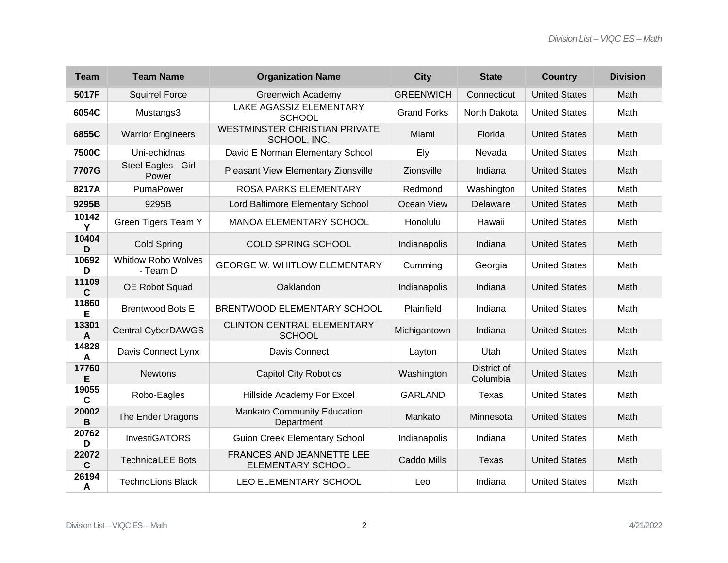| Team | Team Name | Organization Name | City | State | Country | Division |
|---|---|---|---|---|---|---|
| 5017F | Squirrel Force | Greenwich Academy | GREENWICH | Connecticut | United States | Math |
| 6054C | Mustangs3 | LAKE AGASSIZ ELEMENTARY SCHOOL | Grand Forks | North Dakota | United States | Math |
| 6855C | Warrior Engineers | WESTMINSTER CHRISTIAN PRIVATE SCHOOL, INC. | Miami | Florida | United States | Math |
| 7500C | Uni-echidnas | David E Norman Elementary School | Ely | Nevada | United States | Math |
| 7707G | Steel Eagles - Girl Power | Pleasant View Elementary Zionsville | Zionsville | Indiana | United States | Math |
| 8217A | PumaPower | ROSA PARKS ELEMENTARY | Redmond | Washington | United States | Math |
| 9295B | 9295B | Lord Baltimore Elementary School | Ocean View | Delaware | United States | Math |
| 10142Y | Green Tigers Team Y | MANOA ELEMENTARY SCHOOL | Honolulu | Hawaii | United States | Math |
| 10404D | Cold Spring | COLD SPRING SCHOOL | Indianapolis | Indiana | United States | Math |
| 10692D | Whitlow Robo Wolves - Team D | GEORGE W. WHITLOW ELEMENTARY | Cumming | Georgia | United States | Math |
| 11109C | OE Robot Squad | Oaklandon | Indianapolis | Indiana | United States | Math |
| 11860E | Brentwood Bots E | BRENTWOOD ELEMENTARY SCHOOL | Plainfield | Indiana | United States | Math |
| 13301A | Central CyberDAWGS | CLINTON CENTRAL ELEMENTARY SCHOOL | Michigantown | Indiana | United States | Math |
| 14828A | Davis Connect Lynx | Davis Connect | Layton | Utah | United States | Math |
| 17760E | Newtons | Capitol City Robotics | Washington | District of Columbia | United States | Math |
| 19055C | Robo-Eagles | Hillside Academy For Excel | GARLAND | Texas | United States | Math |
| 20002B | The Ender Dragons | Mankato Community Education Department | Mankato | Minnesota | United States | Math |
| 20762D | InvestiGATORS | Guion Creek Elementary School | Indianapolis | Indiana | United States | Math |
| 22072C | TechnicaLEE Bots | FRANCES AND JEANNETTE LEE ELEMENTARY SCHOOL | Caddo Mills | Texas | United States | Math |
| 26194A | TechnoLions Black | LEO ELEMENTARY SCHOOL | Leo | Indiana | United States | Math |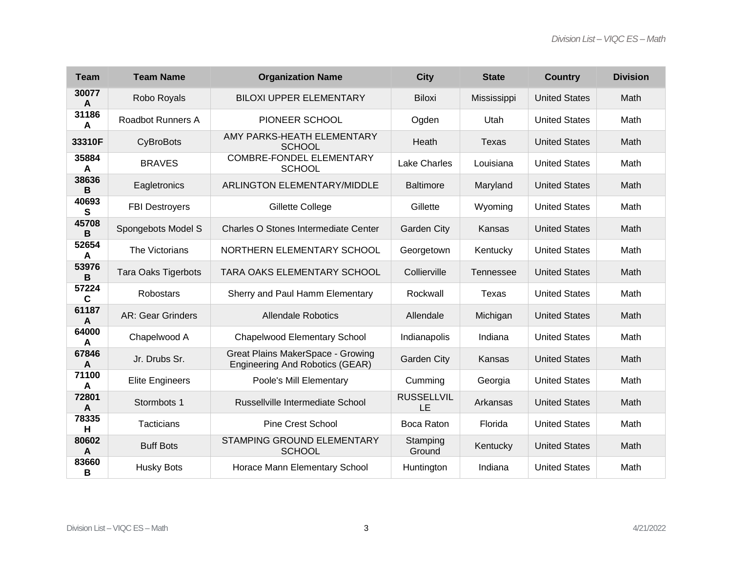| Team | Team Name | Organization Name | City | State | Country | Division |
| --- | --- | --- | --- | --- | --- | --- |
| 30077A | Robo Royals | BILOXI UPPER ELEMENTARY | Biloxi | Mississippi | United States | Math |
| 31186A | Roadbot Runners A | PIONEER SCHOOL | Ogden | Utah | United States | Math |
| 33310F | CyBroBots | AMY PARKS-HEATH ELEMENTARY SCHOOL | Heath | Texas | United States | Math |
| 35884A | BRAVES | COMBRE-FONDEL ELEMENTARY SCHOOL | Lake Charles | Louisiana | United States | Math |
| 38636B | Eagletronics | ARLINGTON ELEMENTARY/MIDDLE | Baltimore | Maryland | United States | Math |
| 40693S | FBI Destroyers | Gillette College | Gillette | Wyoming | United States | Math |
| 45708B | Spongebots Model S | Charles O Stones Intermediate Center | Garden City | Kansas | United States | Math |
| 52654A | The Victorians | NORTHERN ELEMENTARY SCHOOL | Georgetown | Kentucky | United States | Math |
| 53976B | Tara Oaks Tigerbots | TARA OAKS ELEMENTARY SCHOOL | Collierville | Tennessee | United States | Math |
| 57224C | Robostars | Sherry and Paul Hamm Elementary | Rockwall | Texas | United States | Math |
| 61187A | AR: Gear Grinders | Allendale Robotics | Allendale | Michigan | United States | Math |
| 64000A | Chapelwood A | Chapelwood Elementary School | Indianapolis | Indiana | United States | Math |
| 67846A | Jr. Drubs Sr. | Great Plains MakerSpace - Growing Engineering And Robotics (GEAR) | Garden City | Kansas | United States | Math |
| 71100A | Elite Engineers | Poole's Mill Elementary | Cumming | Georgia | United States | Math |
| 72801A | Stormbots 1 | Russellville Intermediate School | RUSSELLVILLE | Arkansas | United States | Math |
| 78335H | Tacticians | Pine Crest School | Boca Raton | Florida | United States | Math |
| 80602A | Buff Bots | STAMPING GROUND ELEMENTARY SCHOOL | Stamping Ground | Kentucky | United States | Math |
| 83660B | Husky Bots | Horace Mann Elementary School | Huntington | Indiana | United States | Math |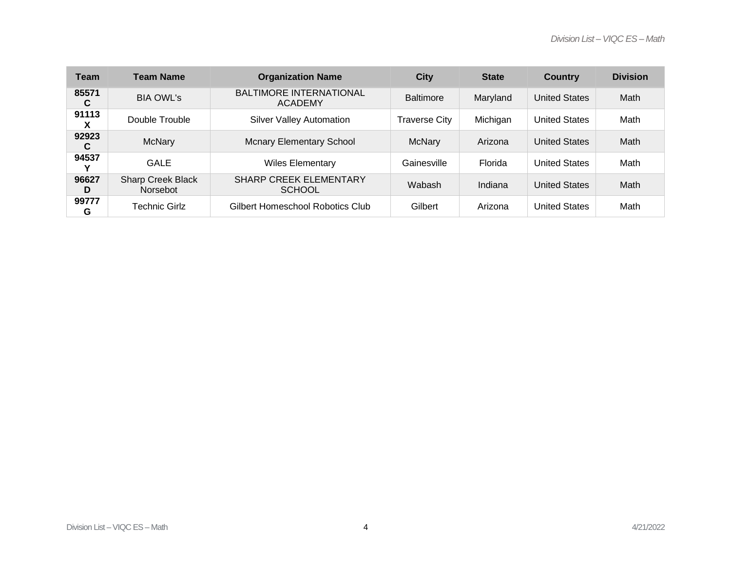| Team | Team Name | Organization Name | City | State | Country | Division |
|---|---|---|---|---|---|---|
| **85571C** | BIA OWL's | BALTIMORE INTERNATIONAL ACADEMY | Baltimore | Maryland | United States | Math |
| **91113X** | Double Trouble | Silver Valley Automation | Traverse City | Michigan | United States | Math |
| **92923C** | McNary | Mcnary Elementary School | McNary | Arizona | United States | Math |
| **94537Y** | GALE | Wiles Elementary | Gainesville | Florida | United States | Math |
| **96627D** | Sharp Creek Black Norsebot | SHARP CREEK ELEMENTARY SCHOOL | Wabash | Indiana | United States | Math |
| **99777G** | Technic Girlz | Gilbert Homeschool Robotics Club | Gilbert | Arizona | United States | Math |